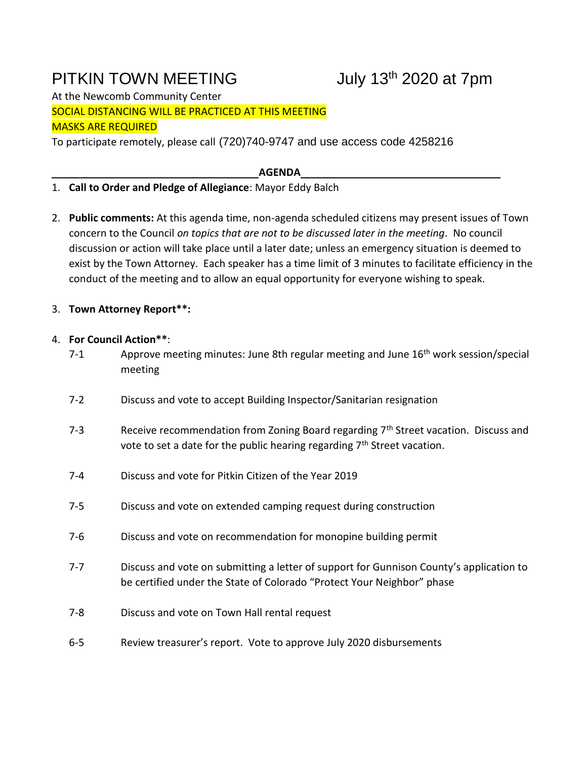# PITKIN TOWN MEETING July 13th 2020 at 7pm

At the Newcomb Community Center

SOCIAL DISTANCING WILL BE PRACTICED AT THIS MEETING

MASKS ARE REQUIRED

To participate remotely, please call (720)740-9747 and use access code 4258216

## AGENDA

1. **Call to Order and Pledge of Allegiance**: Mayor Eddy Balch

2. **Public comments:** At this agenda time, non-agenda scheduled citizens may present issues of Town concern to the Council *on topics that are not to be discussed later in the meeting*. No council discussion or action will take place until a later date; unless an emergency situation is deemed to exist by the Town Attorney. Each speaker has a time limit of 3 minutes to facilitate efficiency in the conduct of the meeting and to allow an equal opportunity for everyone wishing to speak.

3. **Town Attorney Report**:**

4. **For Council Action****:

   7-1 Approve meeting minutes: June 8th regular meeting and June 16th work session/special meeting

   7-2 Discuss and vote to accept Building Inspector/Sanitarian resignation

   7-3 Receive recommendation from Zoning Board regarding 7th Street vacation. Discuss and vote to set a date for the public hearing regarding 7th Street vacation.

   7-4 Discuss and vote for Pitkin Citizen of the Year 2019

   7-5 Discuss and vote on extended camping request during construction

   7-6 Discuss and vote on recommendation for monopine building permit

   7-7 Discuss and vote on submitting a letter of support for Gunnison County's application to be certified under the State of Colorado "Protect Your Neighbor" phase

   7-8 Discuss and vote on Town Hall rental request

   6-5 Review treasurer's report. Vote to approve July 2020 disbursements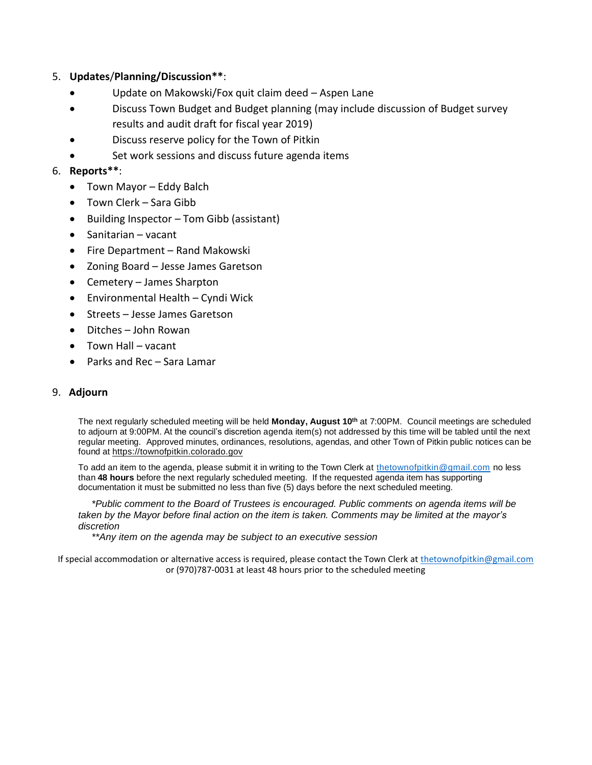5. **Updates/Planning/Discussion**\*\*:
   - Update on Makowski/Fox quit claim deed – Aspen Lane
   - Discuss Town Budget and Budget planning (may include discussion of Budget survey results and audit draft for fiscal year 2019)
   - Discuss reserve policy for the Town of Pitkin
   - Set work sessions and discuss future agenda items
6. **Reports**\*\*:
   - Town Mayor – Eddy Balch
   - Town Clerk – Sara Gibb
   - Building Inspector – Tom Gibb (assistant)
   - Sanitarian – vacant
   - Fire Department – Rand Makowski
   - Zoning Board – Jesse James Garetson
   - Cemetery – James Sharpton
   - Environmental Health – Cyndi Wick
   - Streets – Jesse James Garetson
   - Ditches – John Rowan
   - Town Hall – vacant
   - Parks and Rec – Sara Lamar

9. **Adjourn**

The next regularly scheduled meeting will be held **Monday, August 10th** at 7:00PM. Council meetings are scheduled to adjourn at 9:00PM. At the council's discretion agenda item(s) not addressed by this time will be tabled until the next regular meeting. Approved minutes, ordinances, resolutions, agendas, and other Town of Pitkin public notices can be found at https://townofpitkin.colorado.gov

To add an item to the agenda, please submit it in writing to the Town Clerk at thetownofpitkin@gmail.com no less than **48 hours** before the next regularly scheduled meeting. If the requested agenda item has supporting documentation it must be submitted no less than five (5) days before the next scheduled meeting.

*\*Public comment to the Board of Trustees is encouraged. Public comments on agenda items will be taken by the Mayor before final action on the item is taken. Comments may be limited at the mayor's discretion*

*\*\*Any item on the agenda may be subject to an executive session*

If special accommodation or alternative access is required, please contact the Town Clerk at thetownofpitkin@gmail.com or (970)787-0031 at least 48 hours prior to the scheduled meeting